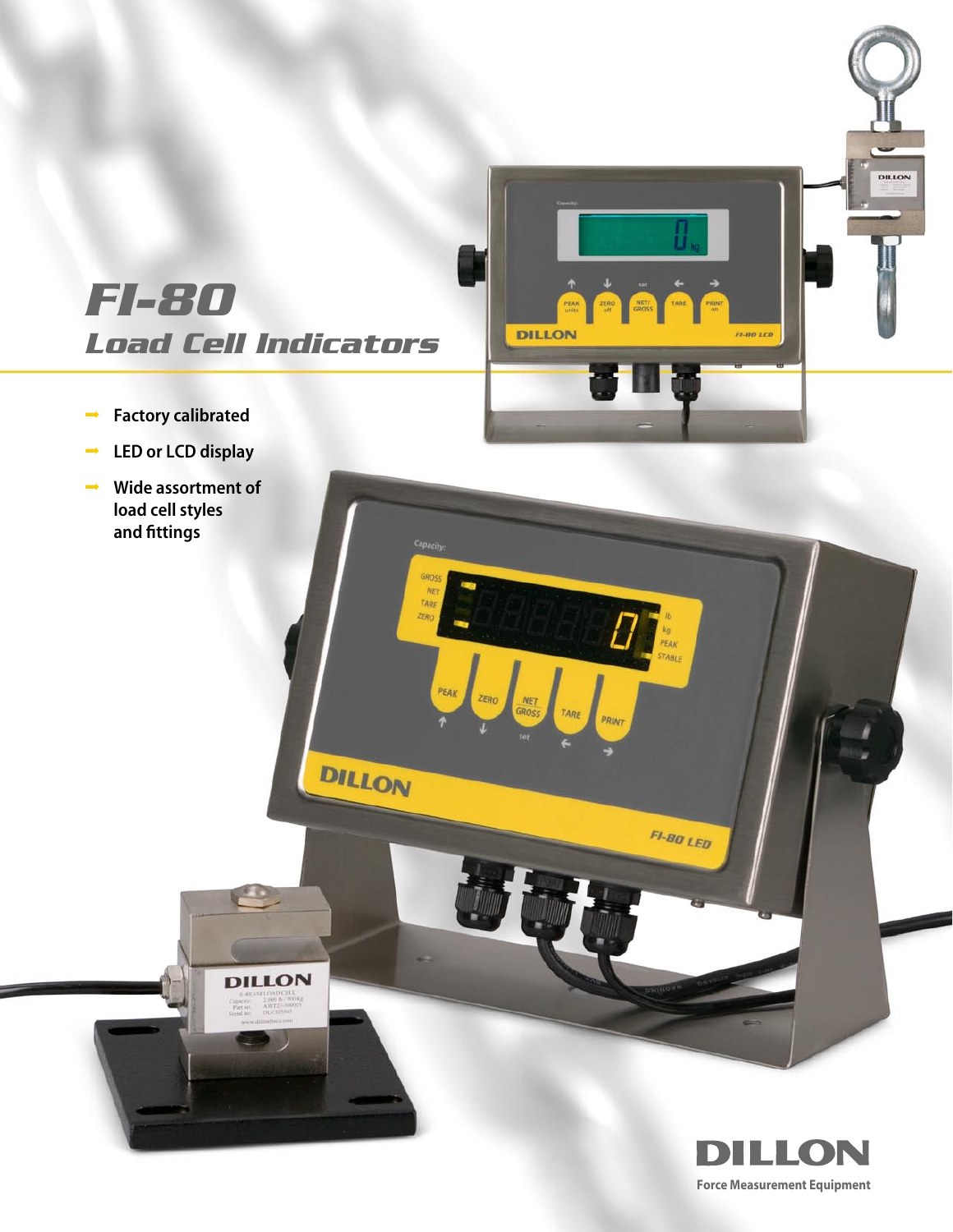# FI-80

## Load Cell Indicators

- Factory calibrated
- LED or LCD display
- Wide assortment of load cell styles and fittings

**DILLON**

Force Measurement Equipment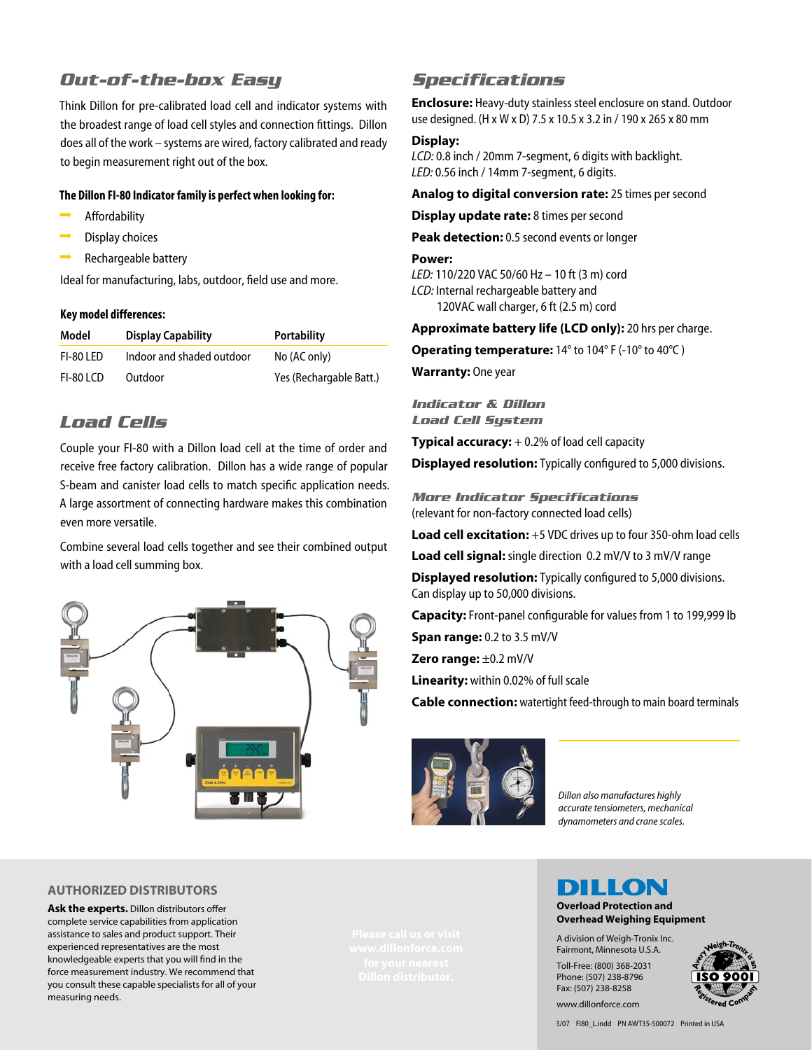## Out-of-the-box Easy

Think Dillon for pre-calibrated load cell and indicator systems with the broadest range of load cell styles and connection fittings. Dillon does all of the work – systems are wired, factory calibrated and ready to begin measurement right out of the box.

**The Dillon FI-80 Indicator family is perfect when looking for:**

- Affordability
- Display choices
- Rechargeable battery

Ideal for manufacturing, labs, outdoor, field use and more.

**Key model differences:**

| Model | Display Capability | Portability |
|---|---|---|
| FI-80 LED | Indoor and shaded outdoor | No (AC only) |
| FI-80 LCD | Outdoor | Yes (Rechargable Batt.) |

## Load Cells

Couple your FI-80 with a Dillon load cell at the time of order and receive free factory calibration. Dillon has a wide range of popular S-beam and canister load cells to match specific application needs. A large assortment of connecting hardware makes this combination even more versatile.

Combine several load cells together and see their combined output with a load cell summing box.

## Specifications

**Enclosure:** Heavy-duty stainless steel enclosure on stand. Outdoor use designed. (H x W x D) 7.5 x 10.5 x 3.2 in / 190 x 265 x 80 mm

**Display:**
*LCD:* 0.8 inch / 20mm 7-segment, 6 digits with backlight.
*LED:* 0.56 inch / 14mm 7-segment, 6 digits.

**Analog to digital conversion rate:** 25 times per second

**Display update rate:** 8 times per second

**Peak detection:** 0.5 second events or longer

**Power:**
*LED:* 110/220 VAC 50/60 Hz – 10 ft (3 m) cord
*LCD:* Internal rechargeable battery and 120VAC wall charger, 6 ft (2.5 m) cord

**Approximate battery life (LCD only):** 20 hrs per charge.

**Operating temperature:** 14° to 104° F (-10° to 40°C )

**Warranty:** One year

### Indicator & Dillon Load Cell System

**Typical accuracy:** + 0.2% of load cell capacity

**Displayed resolution:** Typically configured to 5,000 divisions.

### More Indicator Specifications

(relevant for non-factory connected load cells)

**Load cell excitation:** +5 VDC drives up to four 350-ohm load cells

**Load cell signal:** single direction 0.2 mV/V to 3 mV/V range

**Displayed resolution:** Typically configured to 5,000 divisions. Can display up to 50,000 divisions.

**Capacity:** Front-panel configurable for values from 1 to 199,999 lb

**Span range:** 0.2 to 3.5 mV/V

**Zero range:** ±0.2 mV/V

**Linearity:** within 0.02% of full scale

**Cable connection:** watertight feed-through to main board terminals

*Dillon also manufactures highly accurate tensiometers, mechanical dynamometers and crane scales.*

### AUTHORIZED DISTRIBUTORS

**Ask the experts.** Dillon distributors offer complete service capabilities from application assistance to sales and product support. Their experienced representatives are the most knowledgeable experts that you will find in the force measurement industry. We recommend that you consult these capable specialists for all of your measuring needs.

Please call us or visit www.dillonforce.com for your nearest Dillon distributor.

**DILLON**
**Overload Protection and Overhead Weighing Equipment**

A division of Weigh-Tronix Inc.
Fairmont, Minnesota U.S.A.

Toll-Free: (800) 368-2031
Phone: (507) 238-8796
Fax: (507) 238-8258

www.dillonforce.com

Weigh-Tronix is an ISO 9001 Registered Company

3/07 FI80_L.indd PN AWT35-500072 Printed in USA